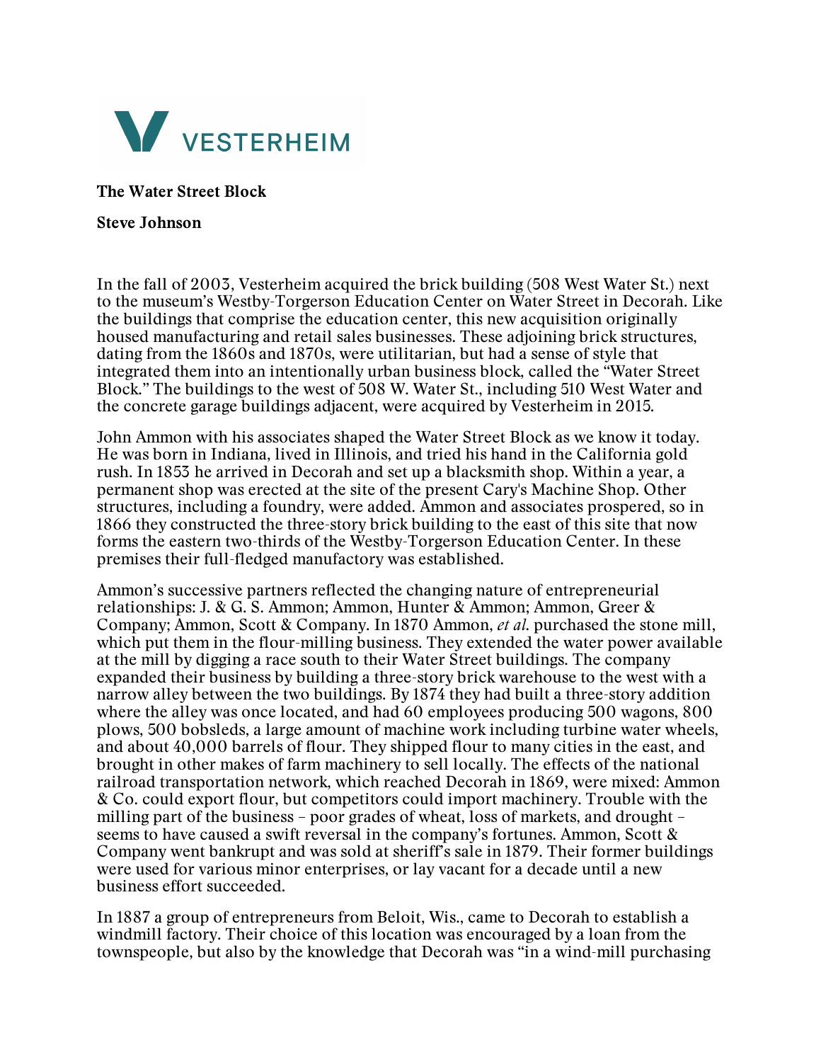VESTERHEIM

**The Water Street Block**

**Steve Johnson**

In the fall of 2003, Vesterheim acquired the brick building (508 West Water St.) next to the museum's Westby-Torgerson Education Center on Water Street in Decorah. Like the buildings that comprise the education center, this new acquisition originally housed manufacturing and retail sales businesses. These adjoining brick structures, dating from the 1860s and 1870s, were utilitarian, but had a sense of style that integrated them into an intentionally urban business block, called the "Water Street Block." The buildings to the west of 508 W. Water St., including 510 West Water and the concrete garage buildings adjacent, were acquired by Vesterheim in 2015.

John Ammon with his associates shaped the Water Street Block as we know it today. He was born in Indiana, lived in Illinois, and tried his hand in the California gold rush. In 1853 he arrived in Decorah and set up a blacksmith shop. Within a year, a permanent shop was erected at the site of the present Cary's Machine Shop. Other structures, including a foundry, were added. Ammon and associates prospered, so in 1866 they constructed the three-story brick building to the east of this site that now forms the eastern two-thirds of the Westby-Torgerson Education Center. In these premises their full-fledged manufactory was established.

Ammon's successive partners reflected the changing nature of entrepreneurial relationships: J. & G. S. Ammon; Ammon, Hunter & Ammon; Ammon, Greer & Company; Ammon, Scott & Company. In 1870 Ammon, *et al*. purchased the stone mill, which put them in the flour-milling business. They extended the water power available at the mill by digging a race south to their Water Street buildings. The company expanded their business by building a three-story brick warehouse to the west with a narrow alley between the two buildings. By 1874 they had built a three-story addition where the alley was once located, and had 60 employees producing 500 wagons, 800 plows, 500 bobsleds, a large amount of machine work including turbine water wheels, and about 40,000 barrels of flour. They shipped flour to many cities in the east, and brought in other makes of farm machinery to sell locally. The effects of the national railroad transportation network, which reached Decorah in 1869, were mixed: Ammon & Co. could export flour, but competitors could import machinery. Trouble with the milling part of the business – poor grades of wheat, loss of markets, and drought – seems to have caused a swift reversal in the company's fortunes. Ammon, Scott & Company went bankrupt and was sold at sheriff's sale in 1879. Their former buildings were used for various minor enterprises, or lay vacant for a decade until a new business effort succeeded.

In 1887 a group of entrepreneurs from Beloit, Wis., came to Decorah to establish a windmill factory. Their choice of this location was encouraged by a loan from the townspeople, but also by the knowledge that Decorah was "in a wind-mill purchasing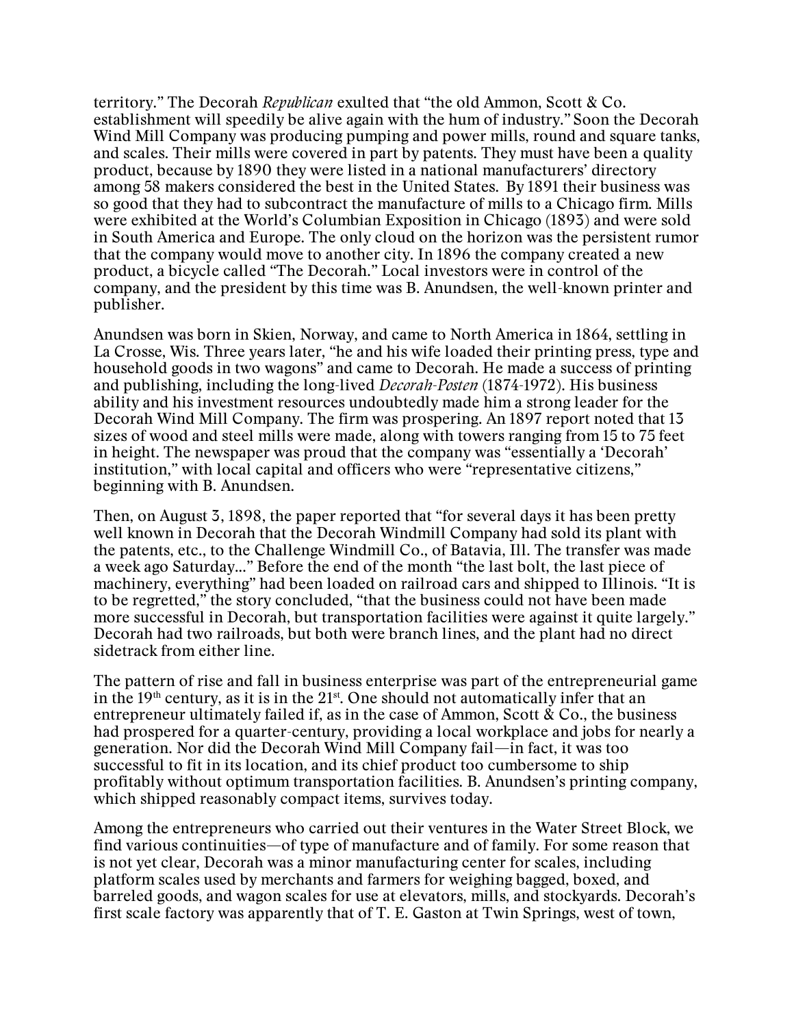territory." The Decorah *Republican* exulted that "the old Ammon, Scott & Co. establishment will speedily be alive again with the hum of industry." Soon the Decorah Wind Mill Company was producing pumping and power mills, round and square tanks, and scales. Their mills were covered in part by patents. They must have been a quality product, because by 1890 they were listed in a national manufacturers' directory among 58 makers considered the best in the United States. By 1891 their business was so good that they had to subcontract the manufacture of mills to a Chicago firm. Mills were exhibited at the World's Columbian Exposition in Chicago (1893) and were sold in South America and Europe. The only cloud on the horizon was the persistent rumor that the company would move to another city. In 1896 the company created a new product, a bicycle called "The Decorah." Local investors were in control of the company, and the president by this time was B. Anundsen, the well-known printer and publisher.

Anundsen was born in Skien, Norway, and came to North America in 1864, settling in La Crosse, Wis. Three years later, "he and his wife loaded their printing press, type and household goods in two wagons" and came to Decorah. He made a success of printing and publishing, including the long-lived *Decorah-Posten* (1874-1972). His business ability and his investment resources undoubtedly made him a strong leader for the Decorah Wind Mill Company. The firm was prospering. An 1897 report noted that 13 sizes of wood and steel mills were made, along with towers ranging from 15 to 75 feet in height. The newspaper was proud that the company was "essentially a 'Decorah' institution," with local capital and officers who were "representative citizens," beginning with B. Anundsen.

Then, on August 3, 1898, the paper reported that "for several days it has been pretty well known in Decorah that the Decorah Windmill Company had sold its plant with the patents, etc., to the Challenge Windmill Co., of Batavia, Ill. The transfer was made a week ago Saturday..." Before the end of the month "the last bolt, the last piece of machinery, everything" had been loaded on railroad cars and shipped to Illinois. "It is to be regretted," the story concluded, "that the business could not have been made more successful in Decorah, but transportation facilities were against it quite largely." Decorah had two railroads, but both were branch lines, and the plant had no direct sidetrack from either line.

The pattern of rise and fall in business enterprise was part of the entrepreneurial game in the 19th century, as it is in the 21st. One should not automatically infer that an entrepreneur ultimately failed if, as in the case of Ammon, Scott & Co., the business had prospered for a quarter-century, providing a local workplace and jobs for nearly a generation. Nor did the Decorah Wind Mill Company fail—in fact, it was too successful to fit in its location, and its chief product too cumbersome to ship profitably without optimum transportation facilities. B. Anundsen's printing company, which shipped reasonably compact items, survives today.

Among the entrepreneurs who carried out their ventures in the Water Street Block, we find various continuities—of type of manufacture and of family. For some reason that is not yet clear, Decorah was a minor manufacturing center for scales, including platform scales used by merchants and farmers for weighing bagged, boxed, and barreled goods, and wagon scales for use at elevators, mills, and stockyards. Decorah's first scale factory was apparently that of T. E. Gaston at Twin Springs, west of town,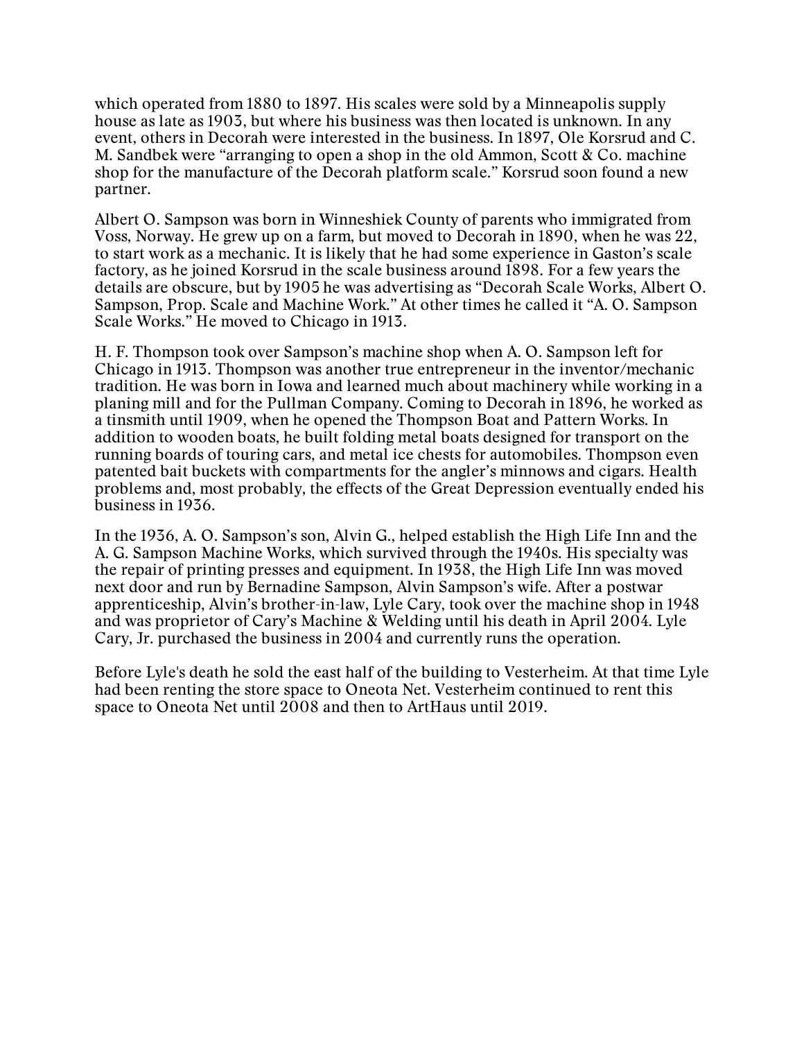which operated from 1880 to 1897. His scales were sold by a Minneapolis supply house as late as 1903, but where his business was then located is unknown. In any event, others in Decorah were interested in the business. In 1897, Ole Korsrud and C. M. Sandbek were "arranging to open a shop in the old Ammon, Scott & Co. machine shop for the manufacture of the Decorah platform scale." Korsrud soon found a new partner.

Albert O. Sampson was born in Winneshiek County of parents who immigrated from Voss, Norway. He grew up on a farm, but moved to Decorah in 1890, when he was 22, to start work as a mechanic. It is likely that he had some experience in Gaston's scale factory, as he joined Korsrud in the scale business around 1898. For a few years the details are obscure, but by 1905 he was advertising as "Decorah Scale Works, Albert O. Sampson, Prop. Scale and Machine Work." At other times he called it "A. O. Sampson Scale Works." He moved to Chicago in 1913.

H. F. Thompson took over Sampson's machine shop when A. O. Sampson left for Chicago in 1913. Thompson was another true entrepreneur in the inventor/mechanic tradition. He was born in Iowa and learned much about machinery while working in a planing mill and for the Pullman Company. Coming to Decorah in 1896, he worked as a tinsmith until 1909, when he opened the Thompson Boat and Pattern Works. In addition to wooden boats, he built folding metal boats designed for transport on the running boards of touring cars, and metal ice chests for automobiles. Thompson even patented bait buckets with compartments for the angler's minnows and cigars. Health problems and, most probably, the effects of the Great Depression eventually ended his business in 1936.

In the 1936, A. O. Sampson's son, Alvin G., helped establish the High Life Inn and the A. G. Sampson Machine Works, which survived through the 1940s. His specialty was the repair of printing presses and equipment. In 1938, the High Life Inn was moved next door and run by Bernadine Sampson, Alvin Sampson's wife. After a postwar apprenticeship, Alvin's brother-in-law, Lyle Cary, took over the machine shop in 1948 and was proprietor of Cary's Machine & Welding until his death in April 2004. Lyle Cary, Jr. purchased the business in 2004 and currently runs the operation.

Before Lyle's death he sold the east half of the building to Vesterheim. At that time Lyle had been renting the store space to Oneota Net. Vesterheim continued to rent this space to Oneota Net until 2008 and then to ArtHaus until 2019.